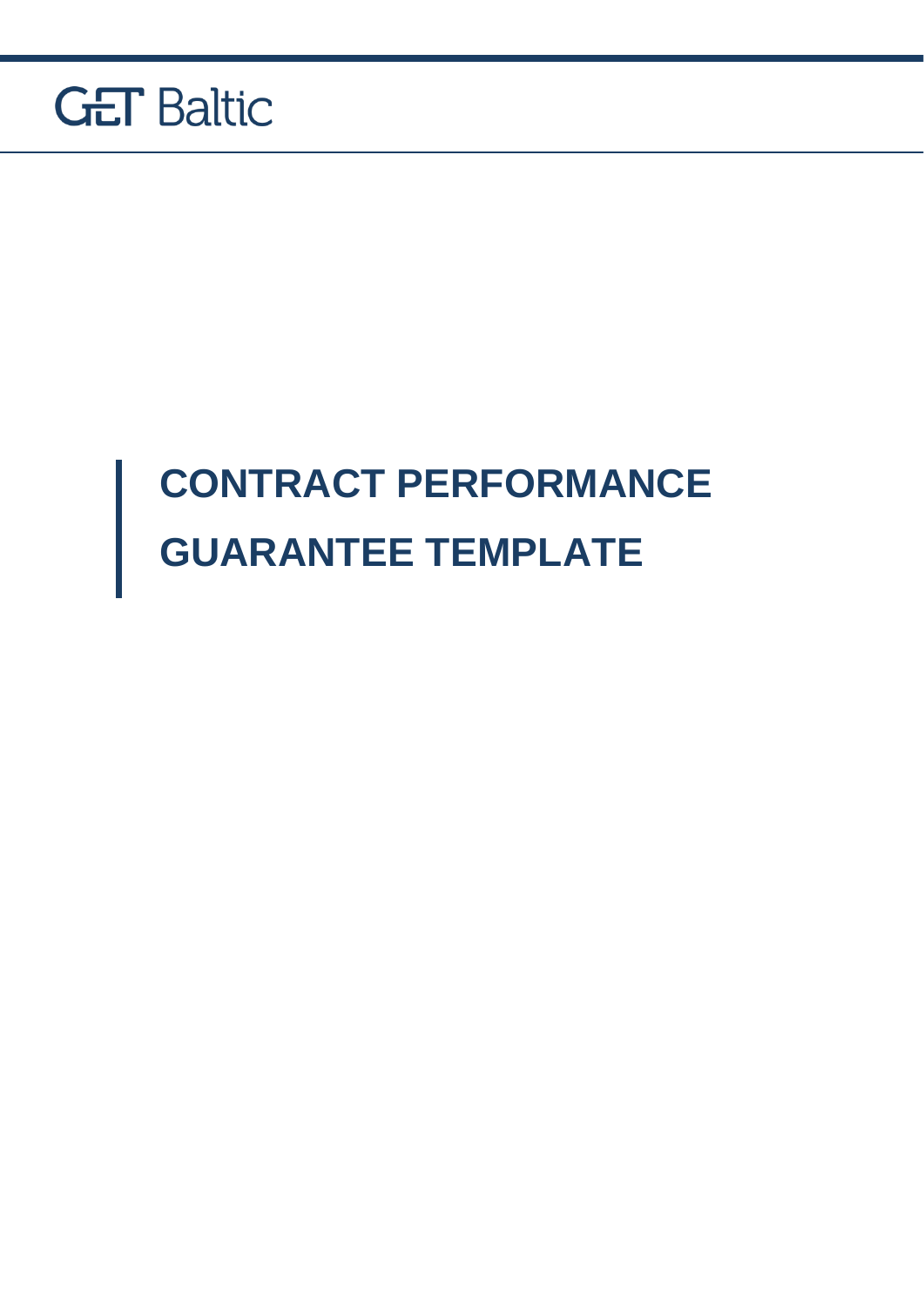GET Baltic

# CONTRACT PERFORMANCE GUARANTEE TEMPLATE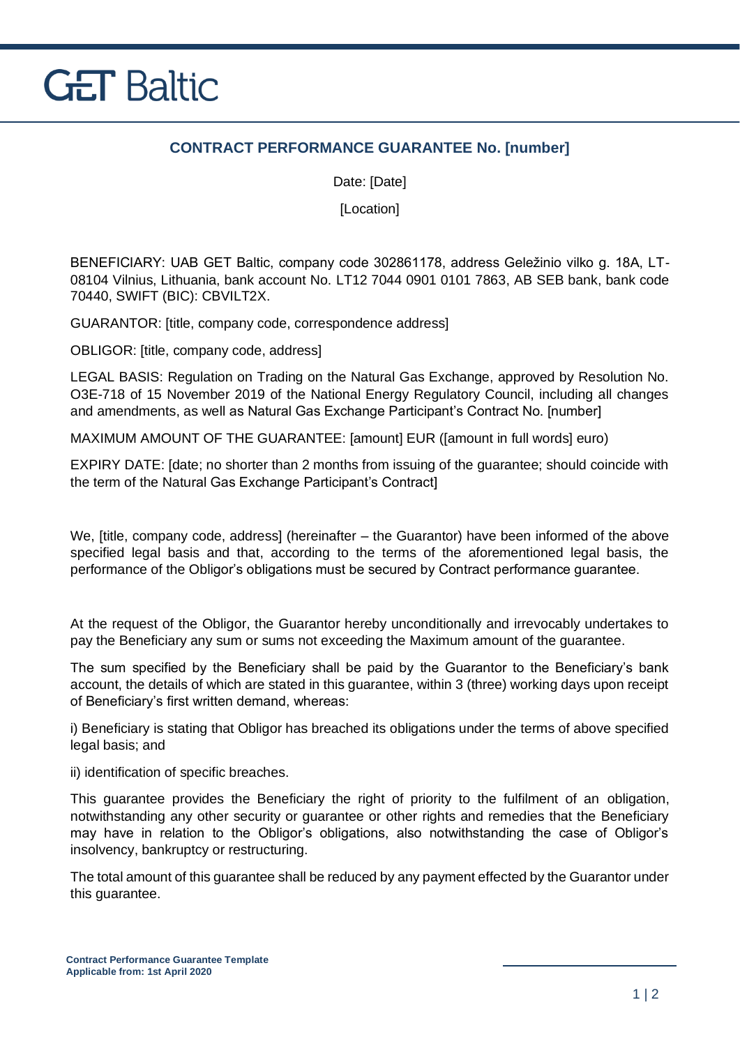## CONTRACT PERFORMANCE GUARANTEE No. [number]

Date: [Date]

[Location]

BENEFICIARY: UAB GET Baltic, company code 302861178, address Geležinio vilko g. 18A, LT-08104 Vilnius, Lithuania, bank account No. LT12 7044 0901 0101 7863, AB SEB bank, bank code 70440, SWIFT (BIC): CBVILT2X.

GUARANTOR: [title, company code, correspondence address]

OBLIGOR: [title, company code, address]

LEGAL BASIS: Regulation on Trading on the Natural Gas Exchange, approved by Resolution No. O3E-718 of 15 November 2019 of the National Energy Regulatory Council, including all changes and amendments, as well as Natural Gas Exchange Participant's Contract No. [number]

MAXIMUM AMOUNT OF THE GUARANTEE: [amount] EUR ([amount in full words] euro)

EXPIRY DATE: [date; no shorter than 2 months from issuing of the guarantee; should coincide with the term of the Natural Gas Exchange Participant's Contract]

We, [title, company code, address] (hereinafter – the Guarantor) have been informed of the above specified legal basis and that, according to the terms of the aforementioned legal basis, the performance of the Obligor's obligations must be secured by Contract performance guarantee.

At the request of the Obligor, the Guarantor hereby unconditionally and irrevocably undertakes to pay the Beneficiary any sum or sums not exceeding the Maximum amount of the guarantee.

The sum specified by the Beneficiary shall be paid by the Guarantor to the Beneficiary's bank account, the details of which are stated in this guarantee, within 3 (three) working days upon receipt of Beneficiary's first written demand, whereas:

i) Beneficiary is stating that Obligor has breached its obligations under the terms of above specified legal basis; and

ii) identification of specific breaches.

This guarantee provides the Beneficiary the right of priority to the fulfilment of an obligation, notwithstanding any other security or guarantee or other rights and remedies that the Beneficiary may have in relation to the Obligor's obligations, also notwithstanding the case of Obligor's insolvency, bankruptcy or restructuring.

The total amount of this guarantee shall be reduced by any payment effected by the Guarantor under this guarantee.

**Contract Performance Guarantee Template**
**Applicable from: 1st April 2020**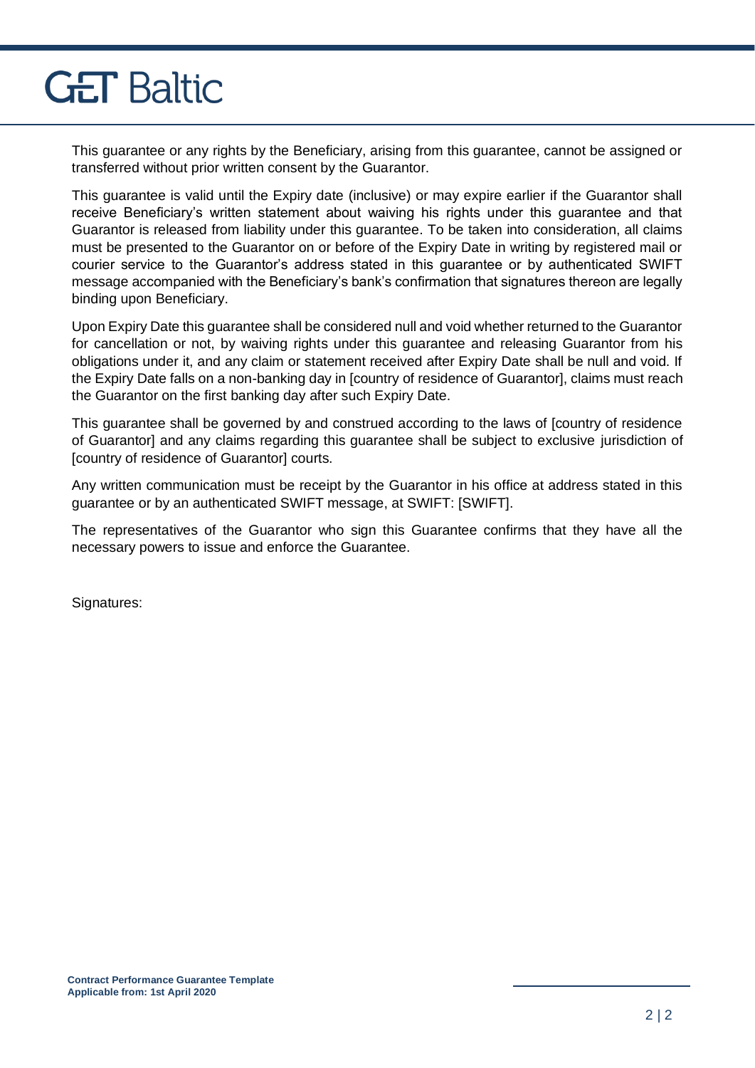This guarantee or any rights by the Beneficiary, arising from this guarantee, cannot be assigned or transferred without prior written consent by the Guarantor.

This guarantee is valid until the Expiry date (inclusive) or may expire earlier if the Guarantor shall receive Beneficiary's written statement about waiving his rights under this guarantee and that Guarantor is released from liability under this guarantee. To be taken into consideration, all claims must be presented to the Guarantor on or before of the Expiry Date in writing by registered mail or courier service to the Guarantor's address stated in this guarantee or by authenticated SWIFT message accompanied with the Beneficiary's bank's confirmation that signatures thereon are legally binding upon Beneficiary.

Upon Expiry Date this guarantee shall be considered null and void whether returned to the Guarantor for cancellation or not, by waiving rights under this guarantee and releasing Guarantor from his obligations under it, and any claim or statement received after Expiry Date shall be null and void. If the Expiry Date falls on a non-banking day in [country of residence of Guarantor], claims must reach the Guarantor on the first banking day after such Expiry Date.

This guarantee shall be governed by and construed according to the laws of [country of residence of Guarantor] and any claims regarding this guarantee shall be subject to exclusive jurisdiction of [country of residence of Guarantor] courts.

Any written communication must be receipt by the Guarantor in his office at address stated in this guarantee or by an authenticated SWIFT message, at SWIFT: [SWIFT].

The representatives of the Guarantor who sign this Guarantee confirms that they have all the necessary powers to issue and enforce the Guarantee.

Signatures: